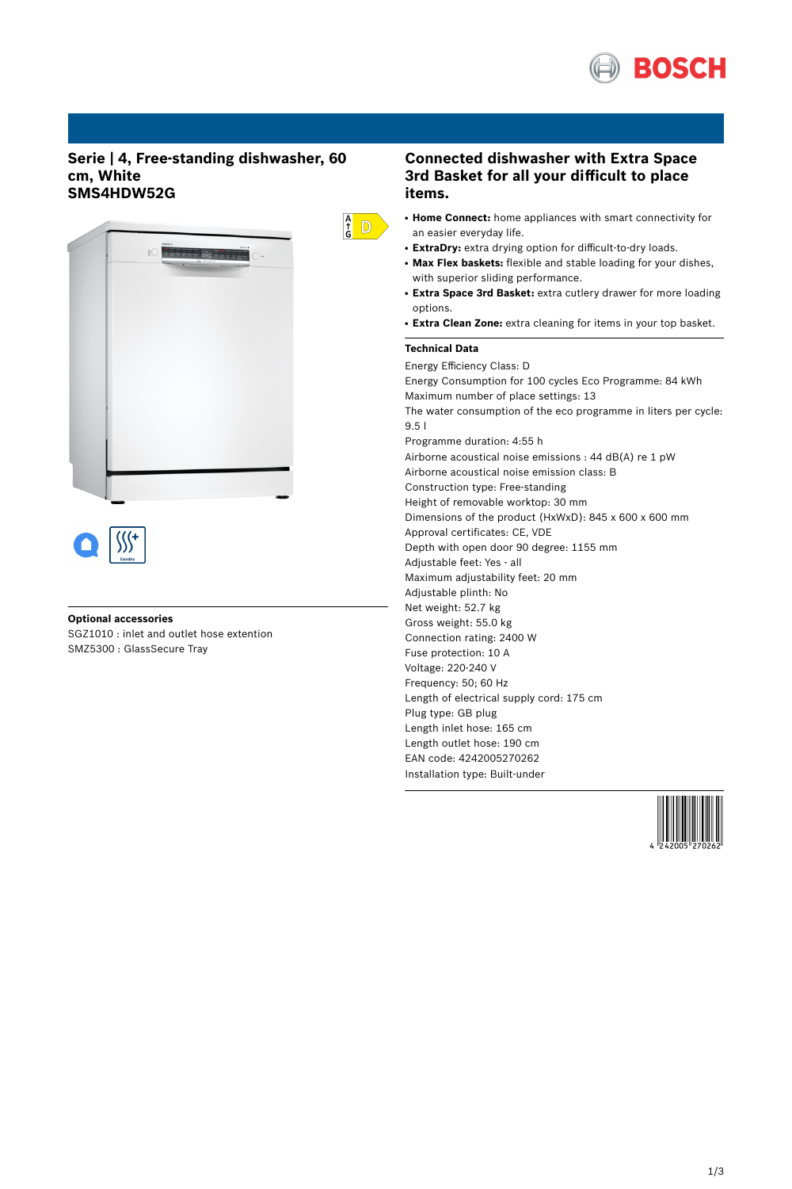# Serie | 4, Free-standing dishwasher, 60 cm, White
# SMS4HDW52G

## Optional accessories

SGZ1010 : inlet and outlet hose extention
SMZ5300 : GlassSecure Tray

## Connected dishwasher with Extra Space 3rd Basket for all your difficult to place items.

- **Home Connect:** home appliances with smart connectivity for an easier everyday life.
- **ExtraDry:** extra drying option for difficult-to-dry loads.
- **Max Flex baskets:** flexible and stable loading for your dishes, with superior sliding performance.
- **Extra Space 3rd Basket:** extra cutlery drawer for more loading options.
- **Extra Clean Zone:** extra cleaning for items in your top basket.

### Technical Data

Energy Efficiency Class: D
Energy Consumption for 100 cycles Eco Programme: 84 kWh
Maximum number of place settings: 13
The water consumption of the eco programme in liters per cycle: 9.5 l
Programme duration: 4:55 h
Airborne acoustical noise emissions : 44 dB(A) re 1 pW
Airborne acoustical noise emission class: B
Construction type: Free-standing
Height of removable worktop: 30 mm
Dimensions of the product (HxWxD): 845 x 600 x 600 mm
Approval certificates: CE, VDE
Depth with open door 90 degree: 1155 mm
Adjustable feet: Yes - all
Maximum adjustability feet: 20 mm
Adjustable plinth: No
Net weight: 52.7 kg
Gross weight: 55.0 kg
Connection rating: 2400 W
Fuse protection: 10 A
Voltage: 220-240 V
Frequency: 50; 60 Hz
Length of electrical supply cord: 175 cm
Plug type: GB plug
Length inlet hose: 165 cm
Length outlet hose: 190 cm
EAN code: 4242005270262
Installation type: Built-under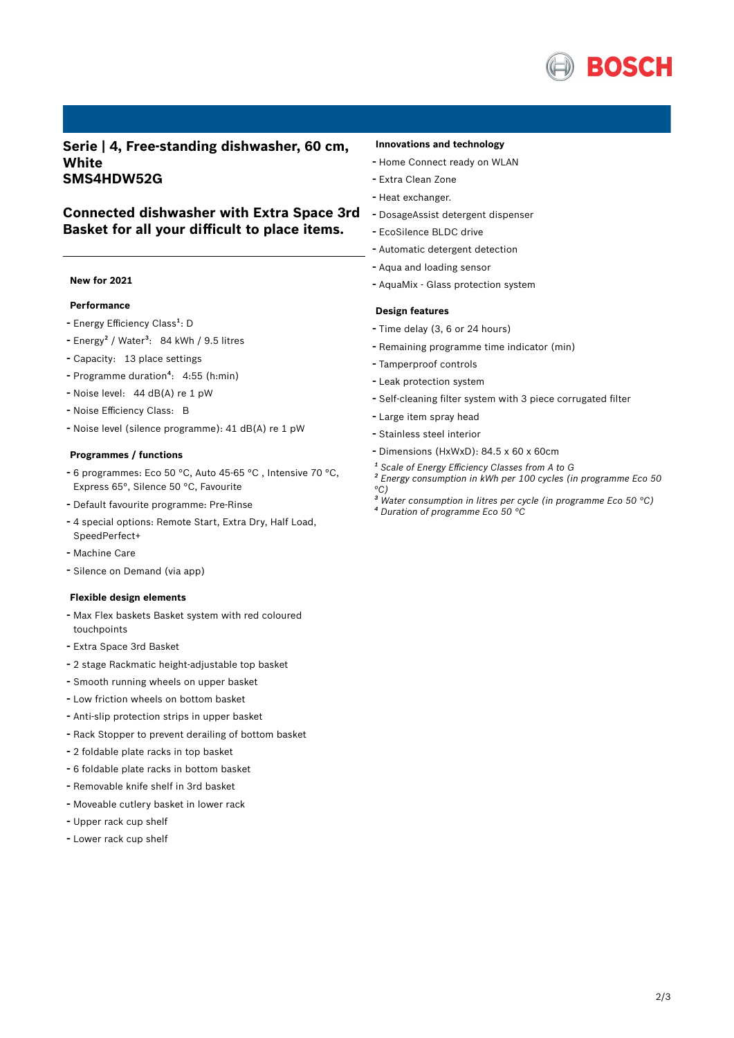# Serie | 4, Free-standing dishwasher, 60 cm, White
## SMS4HDW52G

## Connected dishwasher with Extra Space 3rd Basket for all your difficult to place items.

**New for 2021**

### Performance

- Energy Efficiency Class[1]: D
- Energy[2] / Water[3]: 84 kWh / 9.5 litres
- Capacity: 13 place settings
- Programme duration[4]: 4:55 (h:min)
- Noise level: 44 dB(A) re 1 pW
- Noise Efficiency Class: B
- Noise level (silence programme): 41 dB(A) re 1 pW

### Programmes / functions

- 6 programmes: Eco 50 °C, Auto 45-65 °C , Intensive 70 °C, Express 65°, Silence 50 °C, Favourite
- Default favourite programme: Pre-Rinse
- 4 special options: Remote Start, Extra Dry, Half Load, SpeedPerfect+
- Machine Care
- Silence on Demand (via app)

### Flexible design elements

- Max Flex baskets Basket system with red coloured touchpoints
- Extra Space 3rd Basket
- 2 stage Rackmatic height-adjustable top basket
- Smooth running wheels on upper basket
- Low friction wheels on bottom basket
- Anti-slip protection strips in upper basket
- Rack Stopper to prevent derailing of bottom basket
- 2 foldable plate racks in top basket
- 6 foldable plate racks in bottom basket
- Removable knife shelf in 3rd basket
- Moveable cutlery basket in lower rack
- Upper rack cup shelf
- Lower rack cup shelf

### Innovations and technology

- Home Connect ready on WLAN
- Extra Clean Zone
- Heat exchanger.
- DosageAssist detergent dispenser
- EcoSilence BLDC drive
- Automatic detergent detection
- Aqua and loading sensor
- AquaMix - Glass protection system

### Design features

- Time delay (3, 6 or 24 hours)
- Remaining programme time indicator (min)
- Tamperproof controls
- Leak protection system
- Self-cleaning filter system with 3 piece corrugated filter
- Large item spray head
- Stainless steel interior
- Dimensions (HxWxD): 84.5 x 60 x 60cm

*[1] Scale of Energy Efficiency Classes from A to G*
*[2] Energy consumption in kWh per 100 cycles (in programme Eco 50 °C)*
*[3] Water consumption in litres per cycle (in programme Eco 50 °C)*
*[4] Duration of programme Eco 50 °C*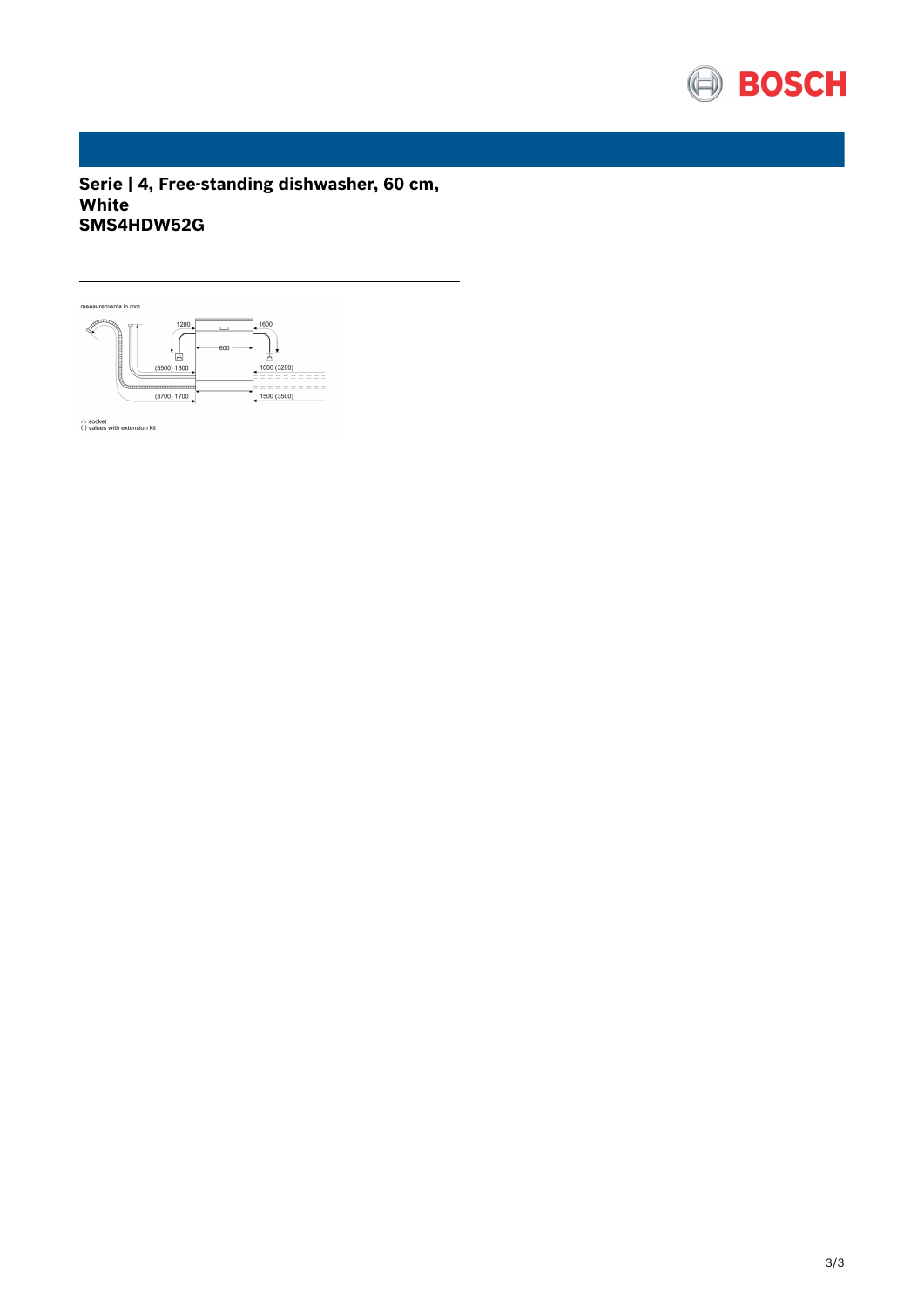# Serie | 4, Free-standing dishwasher, 60 cm, White
# SMS4HDW52G

measurements in mm

1200

1600

600

(3500) 1300

1000 (3200)

(3700) 1700

1500 (3500)

socket
( ) values with extension kit